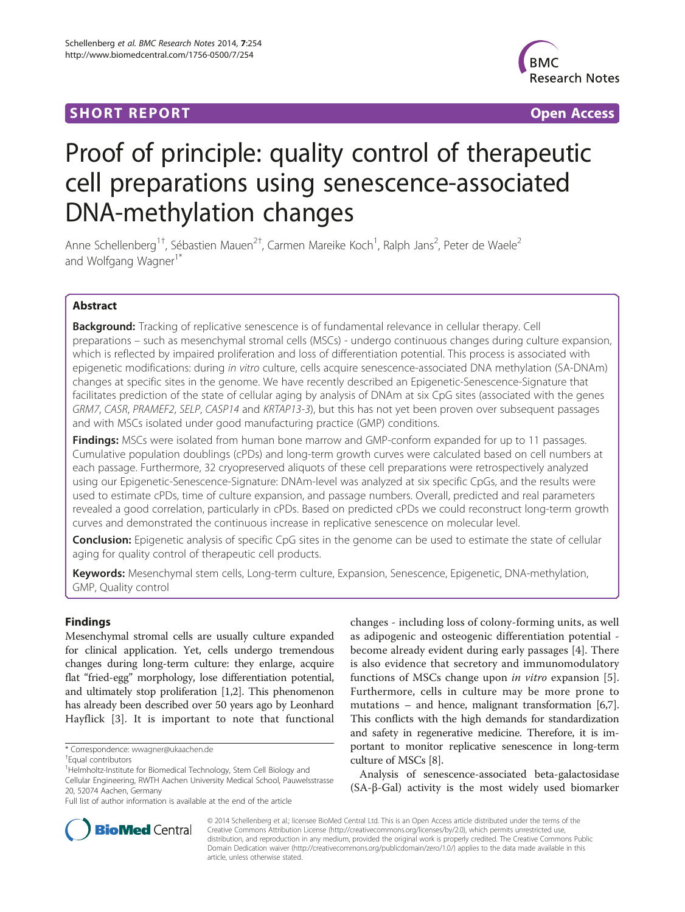SHORT REPORT Open Access

# Proof of principle: quality control of therapeutic cell preparations using senescence-associated DNA-methylation changes

Anne Schellenberg[1†], Sébastien Mauen[2†], Carmen Mareike Koch[1], Ralph Jans[2], Peter de Waele[2] and Wolfgang Wagner[1*]

## Abstract

**Background:** Tracking of replicative senescence is of fundamental relevance in cellular therapy. Cell preparations – such as mesenchymal stromal cells (MSCs) - undergo continuous changes during culture expansion, which is reflected by impaired proliferation and loss of differentiation potential. This process is associated with epigenetic modifications: during *in vitro* culture, cells acquire senescence-associated DNA methylation (SA-DNAm) changes at specific sites in the genome. We have recently described an Epigenetic-Senescence-Signature that facilitates prediction of the state of cellular aging by analysis of DNAm at six CpG sites (associated with the genes *GRM7*, *CASR*, *PRAMEF2*, *SELP*, *CASP14* and *KRTAP13-3*), but this has not yet been proven over subsequent passages and with MSCs isolated under good manufacturing practice (GMP) conditions.

**Findings:** MSCs were isolated from human bone marrow and GMP-conform expanded for up to 11 passages. Cumulative population doublings (cPDs) and long-term growth curves were calculated based on cell numbers at each passage. Furthermore, 32 cryopreserved aliquots of these cell preparations were retrospectively analyzed using our Epigenetic-Senescence-Signature: DNAm-level was analyzed at six specific CpGs, and the results were used to estimate cPDs, time of culture expansion, and passage numbers. Overall, predicted and real parameters revealed a good correlation, particularly in cPDs. Based on predicted cPDs we could reconstruct long-term growth curves and demonstrated the continuous increase in replicative senescence on molecular level.

**Conclusion:** Epigenetic analysis of specific CpG sites in the genome can be used to estimate the state of cellular aging for quality control of therapeutic cell products.

**Keywords:** Mesenchymal stem cells, Long-term culture, Expansion, Senescence, Epigenetic, DNA-methylation, GMP, Quality control

## Findings

Mesenchymal stromal cells are usually culture expanded for clinical application. Yet, cells undergo tremendous changes during long-term culture: they enlarge, acquire flat "fried-egg" morphology, lose differentiation potential, and ultimately stop proliferation [1,2]. This phenomenon has already been described over 50 years ago by Leonhard Hayflick [3]. It is important to note that functional changes - including loss of colony-forming units, as well as adipogenic and osteogenic differentiation potential - become already evident during early passages [4]. There is also evidence that secretory and immunomodulatory functions of MSCs change upon *in vitro* expansion [5]. Furthermore, cells in culture may be more prone to mutations – and hence, malignant transformation [6,7]. This conflicts with the high demands for standardization and safety in regenerative medicine. Therefore, it is important to monitor replicative senescence in long-term culture of MSCs [8].

Analysis of senescence-associated beta-galactosidase (SA-β-Gal) activity is the most widely used biomarker

\* Correspondence: wwagner@ukaachen.de
†Equal contributors
[1]Helmholtz-Institute for Biomedical Technology, Stem Cell Biology and Cellular Engineering, RWTH Aachen University Medical School, Pauwelsstrasse 20, 52074 Aachen, Germany
Full list of author information is available at the end of the article

© 2014 Schellenberg et al.; licensee BioMed Central Ltd. This is an Open Access article distributed under the terms of the Creative Commons Attribution License (http://creativecommons.org/licenses/by/2.0), which permits unrestricted use, distribution, and reproduction in any medium, provided the original work is properly credited. The Creative Commons Public Domain Dedication waiver (http://creativecommons.org/publicdomain/zero/1.0/) applies to the data made available in this article, unless otherwise stated.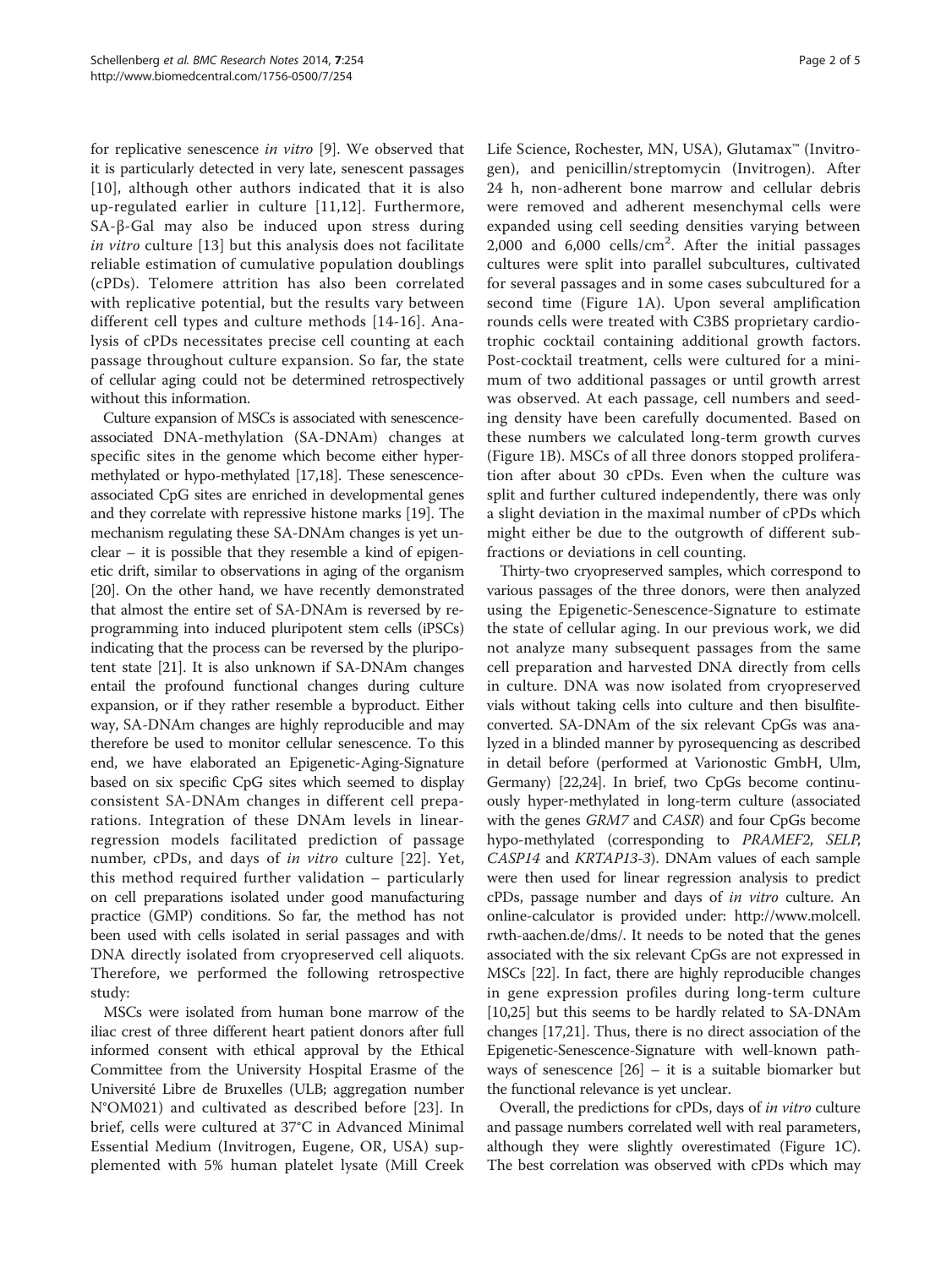for replicative senescence *in vitro* [9]. We observed that it is particularly detected in very late, senescent passages [10], although other authors indicated that it is also up-regulated earlier in culture [11,12]. Furthermore, SA-β-Gal may also be induced upon stress during *in vitro* culture [13] but this analysis does not facilitate reliable estimation of cumulative population doublings (cPDs). Telomere attrition has also been correlated with replicative potential, but the results vary between different cell types and culture methods [14-16]. Analysis of cPDs necessitates precise cell counting at each passage throughout culture expansion. So far, the state of cellular aging could not be determined retrospectively without this information.

Culture expansion of MSCs is associated with senescence-associated DNA-methylation (SA-DNAm) changes at specific sites in the genome which become either hyper-methylated or hypo-methylated [17,18]. These senescence-associated CpG sites are enriched in developmental genes and they correlate with repressive histone marks [19]. The mechanism regulating these SA-DNAm changes is yet unclear – it is possible that they resemble a kind of epigenetic drift, similar to observations in aging of the organism [20]. On the other hand, we have recently demonstrated that almost the entire set of SA-DNAm is reversed by reprogramming into induced pluripotent stem cells (iPSCs) indicating that the process can be reversed by the pluripotent state [21]. It is also unknown if SA-DNAm changes entail the profound functional changes during culture expansion, or if they rather resemble a byproduct. Either way, SA-DNAm changes are highly reproducible and may therefore be used to monitor cellular senescence. To this end, we have elaborated an Epigenetic-Aging-Signature based on six specific CpG sites which seemed to display consistent SA-DNAm changes in different cell preparations. Integration of these DNAm levels in linear-regression models facilitated prediction of passage number, cPDs, and days of *in vitro* culture [22]. Yet, this method required further validation – particularly on cell preparations isolated under good manufacturing practice (GMP) conditions. So far, the method has not been used with cells isolated in serial passages and with DNA directly isolated from cryopreserved cell aliquots. Therefore, we performed the following retrospective study:

MSCs were isolated from human bone marrow of the iliac crest of three different heart patient donors after full informed consent with ethical approval by the Ethical Committee from the University Hospital Erasme of the Université Libre de Bruxelles (ULB; aggregation number N°OM021) and cultivated as described before [23]. In brief, cells were cultured at 37°C in Advanced Minimal Essential Medium (Invitrogen, Eugene, OR, USA) supplemented with 5% human platelet lysate (Mill Creek Life Science, Rochester, MN, USA), Glutamax™ (Invitrogen), and penicillin/streptomycin (Invitrogen). After 24 h, non-adherent bone marrow and cellular debris were removed and adherent mesenchymal cells were expanded using cell seeding densities varying between 2,000 and 6,000 cells/cm$^2$. After the initial passages cultures were split into parallel subcultures, cultivated for several passages and in some cases subcultured for a second time (Figure 1A). Upon several amplification rounds cells were treated with C3BS proprietary cardiotrophic cocktail containing additional growth factors. Post-cocktail treatment, cells were cultured for a minimum of two additional passages or until growth arrest was observed. At each passage, cell numbers and seeding density have been carefully documented. Based on these numbers we calculated long-term growth curves (Figure 1B). MSCs of all three donors stopped proliferation after about 30 cPDs. Even when the culture was split and further cultured independently, there was only a slight deviation in the maximal number of cPDs which might either be due to the outgrowth of different subfractions or deviations in cell counting.

Thirty-two cryopreserved samples, which correspond to various passages of the three donors, were then analyzed using the Epigenetic-Senescence-Signature to estimate the state of cellular aging. In our previous work, we did not analyze many subsequent passages from the same cell preparation and harvested DNA directly from cells in culture. DNA was now isolated from cryopreserved vials without taking cells into culture and then bisulfite-converted. SA-DNAm of the six relevant CpGs was analyzed in a blinded manner by pyrosequencing as described in detail before (performed at Varionostic GmbH, Ulm, Germany) [22,24]. In brief, two CpGs become continuously hyper-methylated in long-term culture (associated with the genes *GRM7* and *CASR*) and four CpGs become hypo-methylated (corresponding to *PRAMEF2*, *SELP*, *CASP14* and *KRTAP13-3*). DNAm values of each sample were then used for linear regression analysis to predict cPDs, passage number and days of *in vitro* culture. An online-calculator is provided under: http://www.molcell.rwth-aachen.de/dms/. It needs to be noted that the genes associated with the six relevant CpGs are not expressed in MSCs [22]. In fact, there are highly reproducible changes in gene expression profiles during long-term culture [10,25] but this seems to be hardly related to SA-DNAm changes [17,21]. Thus, there is no direct association of the Epigenetic-Senescence-Signature with well-known pathways of senescence [26] – it is a suitable biomarker but the functional relevance is yet unclear.

Overall, the predictions for cPDs, days of *in vitro* culture and passage numbers correlated well with real parameters, although they were slightly overestimated (Figure 1C). The best correlation was observed with cPDs which may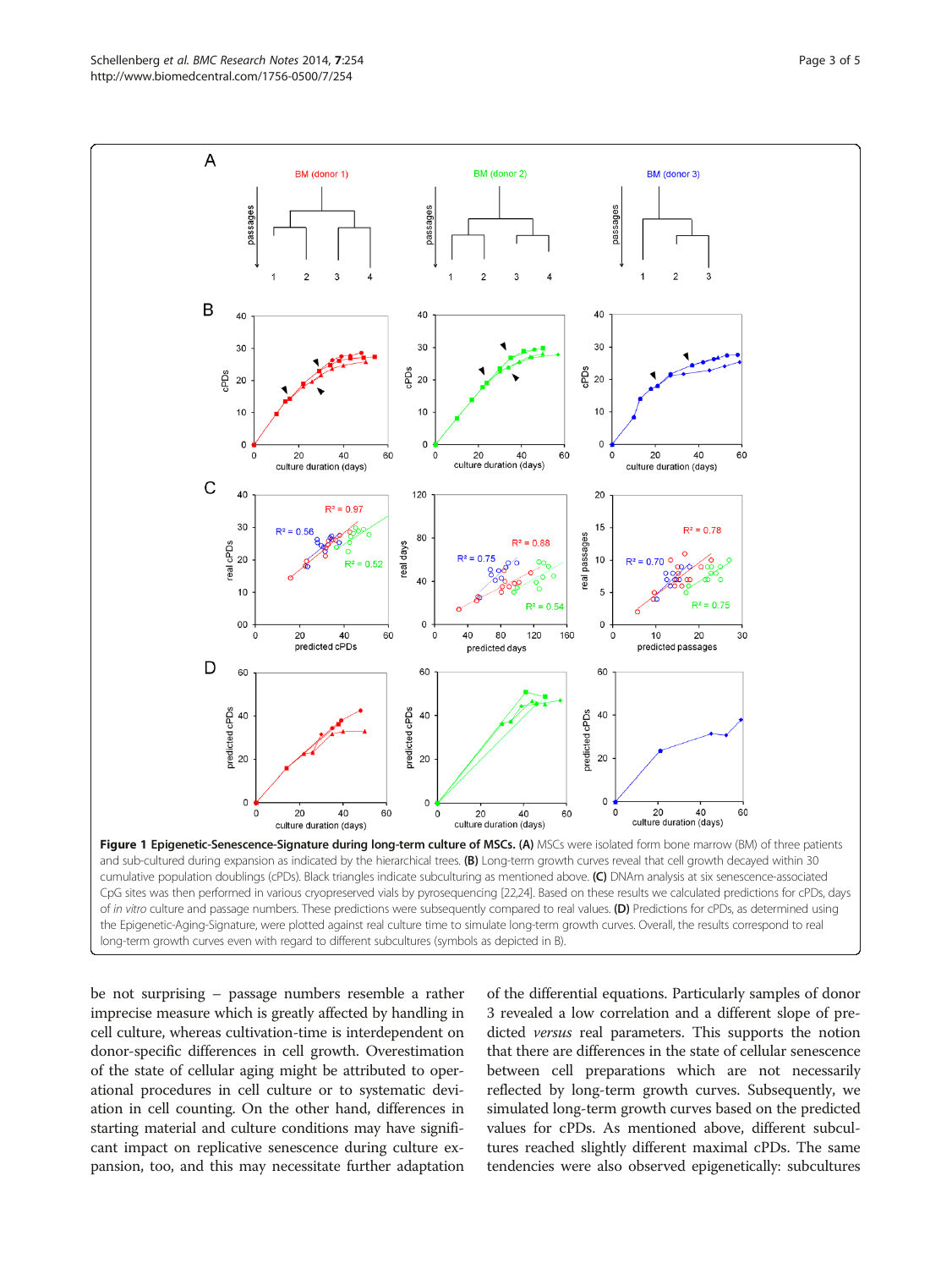**Figure 1 Epigenetic-Senescence-Signature during long-term culture of MSCs. (A)** MSCs were isolated form bone marrow (BM) of three patients and sub-cultured during expansion as indicated by the hierarchical trees. **(B)** Long-term growth curves reveal that cell growth decayed within 30 cumulative population doublings (cPDs). Black triangles indicate subculturing as mentioned above. **(C)** DNAm analysis at six senescence-associated CpG sites was then performed in various cryopreserved vials by pyrosequencing [22,24]. Based on these results we calculated predictions for cPDs, days of *in vitro* culture and passage numbers. These predictions were subsequently compared to real values. **(D)** Predictions for cPDs, as determined using the Epigenetic-Aging-Signature, were plotted against real culture time to simulate long-term growth curves. Overall, the results correspond to real long-term growth curves even with regard to different subcultures (symbols as depicted in B).

be not surprising – passage numbers resemble a rather imprecise measure which is greatly affected by handling in cell culture, whereas cultivation-time is interdependent on donor-specific differences in cell growth. Overestimation of the state of cellular aging might be attributed to operational procedures in cell culture or to systematic deviation in cell counting. On the other hand, differences in starting material and culture conditions may have significant impact on replicative senescence during culture expansion, too, and this may necessitate further adaptation of the differential equations. Particularly samples of donor 3 revealed a low correlation and a different slope of predicted *versus* real parameters. This supports the notion that there are differences in the state of cellular senescence between cell preparations which are not necessarily reflected by long-term growth curves. Subsequently, we simulated long-term growth curves based on the predicted values for cPDs. As mentioned above, different subcultures reached slightly different maximal cPDs. The same tendencies were also observed epigenetically: subcultures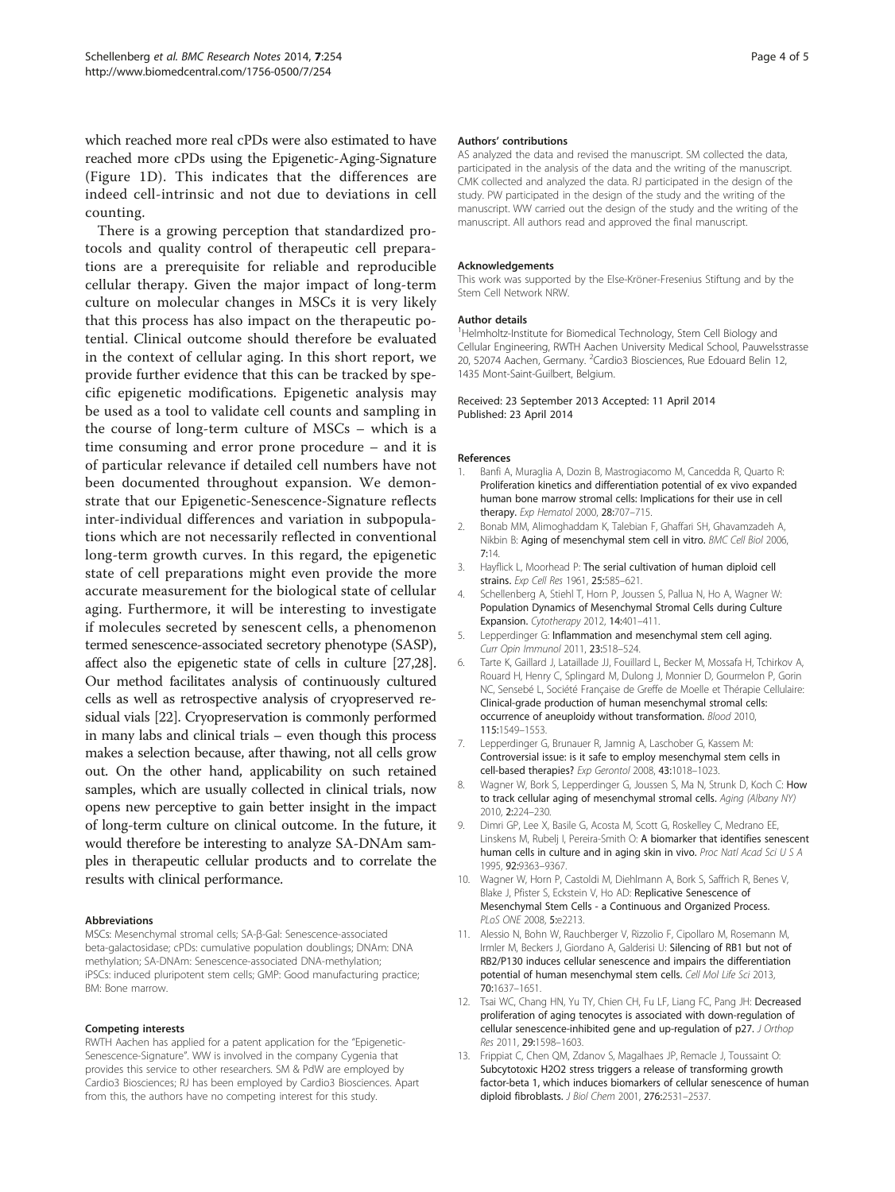which reached more real cPDs were also estimated to have reached more cPDs using the Epigenetic-Aging-Signature (Figure 1D). This indicates that the differences are indeed cell-intrinsic and not due to deviations in cell counting.

There is a growing perception that standardized protocols and quality control of therapeutic cell preparations are a prerequisite for reliable and reproducible cellular therapy. Given the major impact of long-term culture on molecular changes in MSCs it is very likely that this process has also impact on the therapeutic potential. Clinical outcome should therefore be evaluated in the context of cellular aging. In this short report, we provide further evidence that this can be tracked by specific epigenetic modifications. Epigenetic analysis may be used as a tool to validate cell counts and sampling in the course of long-term culture of MSCs – which is a time consuming and error prone procedure – and it is of particular relevance if detailed cell numbers have not been documented throughout expansion. We demonstrate that our Epigenetic-Senescence-Signature reflects inter-individual differences and variation in subpopulations which are not necessarily reflected in conventional long-term growth curves. In this regard, the epigenetic state of cell preparations might even provide the more accurate measurement for the biological state of cellular aging. Furthermore, it will be interesting to investigate if molecules secreted by senescent cells, a phenomenon termed senescence-associated secretory phenotype (SASP), affect also the epigenetic state of cells in culture [27,28]. Our method facilitates analysis of continuously cultured cells as well as retrospective analysis of cryopreserved residual vials [22]. Cryopreservation is commonly performed in many labs and clinical trials – even though this process makes a selection because, after thawing, not all cells grow out. On the other hand, applicability on such retained samples, which are usually collected in clinical trials, now opens new perceptive to gain better insight in the impact of long-term culture on clinical outcome. In the future, it would therefore be interesting to analyze SA-DNAm samples in therapeutic cellular products and to correlate the results with clinical performance.

#### Abbreviations

MSCs: Mesenchymal stromal cells; SA-β-Gal: Senescence-associated beta-galactosidase; cPDs: cumulative population doublings; DNAm: DNA methylation; SA-DNAm: Senescence-associated DNA-methylation; iPSCs: induced pluripotent stem cells; GMP: Good manufacturing practice; BM: Bone marrow.

#### Competing interests

RWTH Aachen has applied for a patent application for the "Epigenetic-Senescence-Signature". WW is involved in the company Cygenia that provides this service to other researchers. SM & PdW are employed by Cardio3 Biosciences; RJ has been employed by Cardio3 Biosciences. Apart from this, the authors have no competing interest for this study.

#### Authors' contributions

AS analyzed the data and revised the manuscript. SM collected the data, participated in the analysis of the data and the writing of the manuscript. CMK collected and analyzed the data. RJ participated in the design of the study. PW participated in the design of the study and the writing of the manuscript. WW carried out the design of the study and the writing of the manuscript. All authors read and approved the final manuscript.

#### Acknowledgements

This work was supported by the Else-Kröner-Fresenius Stiftung and by the Stem Cell Network NRW.

#### Author details

[1]Helmholtz-Institute for Biomedical Technology, Stem Cell Biology and Cellular Engineering, RWTH Aachen University Medical School, Pauwelsstrasse 20, 52074 Aachen, Germany. [2]Cardio3 Biosciences, Rue Edouard Belin 12, 1435 Mont-Saint-Guilbert, Belgium.

Received: 23 September 2013 Accepted: 11 April 2014
Published: 23 April 2014

#### References

1. Banfi A, Muraglia A, Dozin B, Mastrogiacomo M, Cancedda R, Quarto R: **Proliferation kinetics and differentiation potential of ex vivo expanded human bone marrow stromal cells: Implications for their use in cell therapy.** *Exp Hematol* 2000, **28:**707–715.
2. Bonab MM, Alimoghaddam K, Talebian F, Ghaffari SH, Ghavamzadeh A, Nikbin B: **Aging of mesenchymal stem cell in vitro.** *BMC Cell Biol* 2006, **7:**14.
3. Hayflick L, Moorhead P: **The serial cultivation of human diploid cell strains.** *Exp Cell Res* 1961, **25:**585–621.
4. Schellenberg A, Stiehl T, Horn P, Joussen S, Pallua N, Ho A, Wagner W: **Population Dynamics of Mesenchymal Stromal Cells during Culture Expansion.** *Cytotherapy* 2012, **14:**401–411.
5. Lepperdinger G: **Inflammation and mesenchymal stem cell aging.** *Curr Opin Immunol* 2011, **23:**518–524.
6. Tarte K, Gaillard J, Lataillade JJ, Fouillard L, Becker M, Mossafa H, Tchirkov A, Rouard H, Henry C, Splingard M, Dulong J, Monnier D, Gourmelon P, Gorin NC, Sensebé L, Société Française de Greffe de Moelle et Thérapie Cellulaire: **Clinical-grade production of human mesenchymal stromal cells: occurrence of aneuploidy without transformation.** *Blood* 2010, **115:**1549–1553.
7. Lepperdinger G, Brunauer R, Jamnig A, Laschober G, Kassem M: **Controversial issue: is it safe to employ mesenchymal stem cells in cell-based therapies?** *Exp Gerontol* 2008, **43:**1018–1023.
8. Wagner W, Bork S, Lepperdinger G, Joussen S, Ma N, Strunk D, Koch C: **How to track cellular aging of mesenchymal stromal cells.** *Aging (Albany NY)* 2010, **2:**224–230.
9. Dimri GP, Lee X, Basile G, Acosta M, Scott G, Roskelley C, Medrano EE, Linskens M, Rubelj I, Pereira-Smith O: **A biomarker that identifies senescent human cells in culture and in aging skin in vivo.** *Proc Natl Acad Sci U S A* 1995, **92:**9363–9367.
10. Wagner W, Horn P, Castoldi M, Diehlmann A, Bork S, Saffrich R, Benes V, Blake J, Pfister S, Eckstein V, Ho AD: **Replicative Senescence of Mesenchymal Stem Cells - a Continuous and Organized Process.** *PLoS ONE* 2008, **5:**e2213.
11. Alessio N, Bohn W, Rauchberger V, Rizzolio F, Cipollaro M, Rosemann M, Irmler M, Beckers J, Giordano A, Galderisi U: **Silencing of RB1 but not of RB2/P130 induces cellular senescence and impairs the differentiation potential of human mesenchymal stem cells.** *Cell Mol Life Sci* 2013, **70:**1637–1651.
12. Tsai WC, Chang HN, Yu TY, Chien CH, Fu LF, Liang FC, Pang JH: **Decreased proliferation of aging tenocytes is associated with down-regulation of cellular senescence-inhibited gene and up-regulation of p27.** *J Orthop Res* 2011, **29:**1598–1603.
13. Frippiat C, Chen QM, Zdanov S, Magalhaes JP, Remacle J, Toussaint O: **Subcytotoxic H2O2 stress triggers a release of transforming growth factor-beta 1, which induces biomarkers of cellular senescence of human diploid fibroblasts.** *J Biol Chem* 2001, **276:**2531–2537.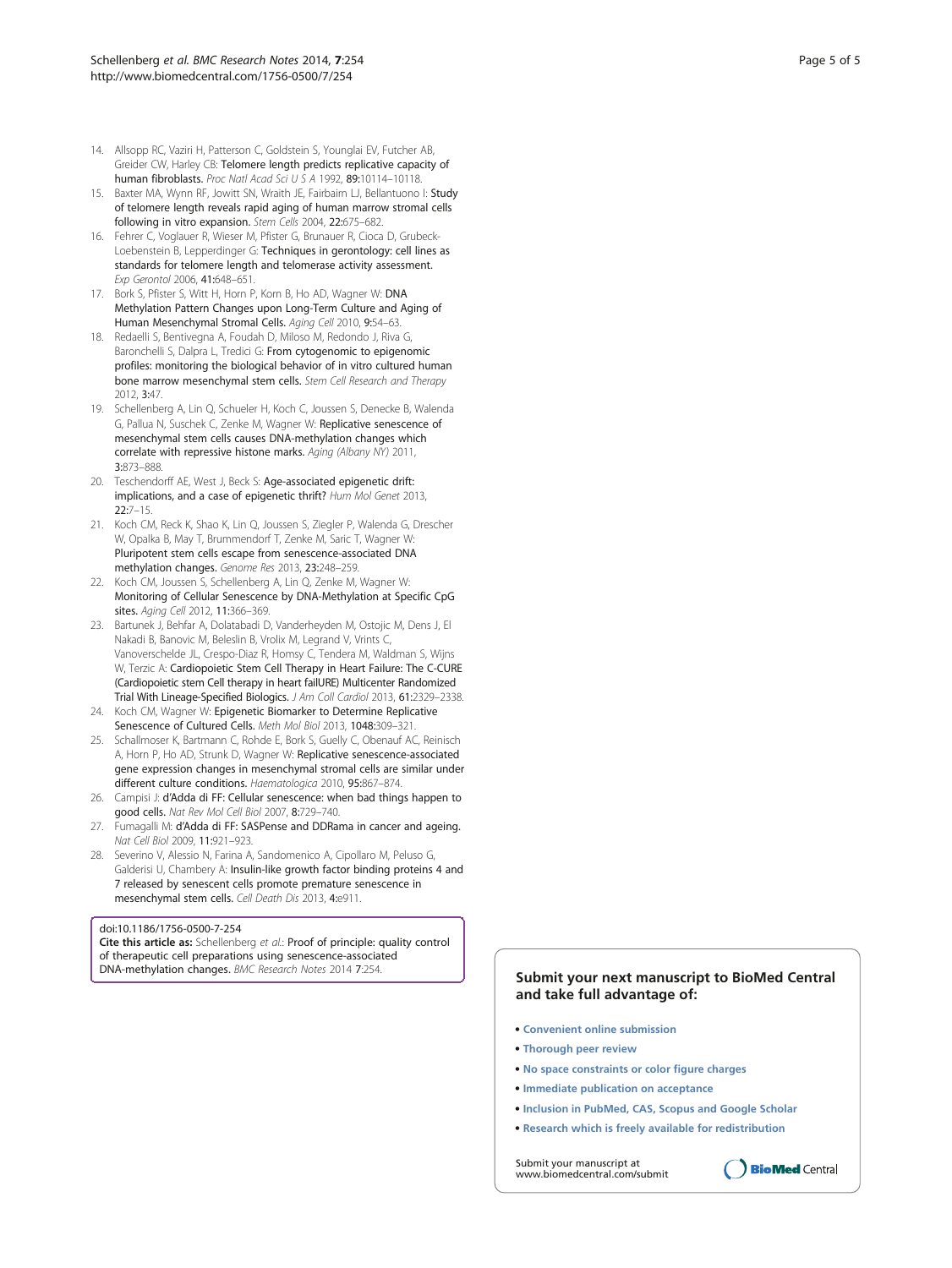14. Allsopp RC, Vaziri H, Patterson C, Goldstein S, Younglai EV, Futcher AB, Greider CW, Harley CB: **Telomere length predicts replicative capacity of human fibroblasts.** *Proc Natl Acad Sci U S A* 1992, **89:**10114–10118.
15. Baxter MA, Wynn RF, Jowitt SN, Wraith JE, Fairbairn LJ, Bellantuono I: **Study of telomere length reveals rapid aging of human marrow stromal cells following in vitro expansion.** *Stem Cells* 2004, **22:**675–682.
16. Fehrer C, Voglauer R, Wieser M, Pfister G, Brunauer R, Cioca D, Grubeck-Loebenstein B, Lepperdinger G: **Techniques in gerontology: cell lines as standards for telomere length and telomerase activity assessment.** *Exp Gerontol* 2006, **41:**648–651.
17. Bork S, Pfister S, Witt H, Horn P, Korn B, Ho AD, Wagner W: **DNA Methylation Pattern Changes upon Long-Term Culture and Aging of Human Mesenchymal Stromal Cells.** *Aging Cell* 2010, **9:**54–63.
18. Redaelli S, Bentivegna A, Foudah D, Miloso M, Redondo J, Riva G, Baronchelli S, Dalpra L, Tredici G: **From cytogenomic to epigenomic profiles: monitoring the biological behavior of in vitro cultured human bone marrow mesenchymal stem cells.** *Stem Cell Research and Therapy* 2012, **3:**47.
19. Schellenberg A, Lin Q, Schueler H, Koch C, Joussen S, Denecke B, Walenda G, Pallua N, Suschek C, Zenke M, Wagner W: **Replicative senescence of mesenchymal stem cells causes DNA-methylation changes which correlate with repressive histone marks.** *Aging (Albany NY)* 2011, **3:**873–888.
20. Teschendorff AE, West J, Beck S: **Age-associated epigenetic drift: implications, and a case of epigenetic thrift?** *Hum Mol Genet* 2013, **22:**7–15.
21. Koch CM, Reck K, Shao K, Lin Q, Joussen S, Ziegler P, Walenda G, Drescher W, Opalka B, May T, Brummendorf T, Zenke M, Saric T, Wagner W: **Pluripotent stem cells escape from senescence-associated DNA methylation changes.** *Genome Res* 2013, **23:**248–259.
22. Koch CM, Joussen S, Schellenberg A, Lin Q, Zenke M, Wagner W: **Monitoring of Cellular Senescence by DNA-Methylation at Specific CpG sites.** *Aging Cell* 2012, **11:**366–369.
23. Bartunek J, Behfar A, Dolatabadi D, Vanderheyden M, Ostojic M, Dens J, El Nakadi B, Banovic M, Beleslin B, Vrolix M, Legrand V, Vrints C, Vanoverschelde JL, Crespo-Diaz R, Homsy C, Tendera M, Waldman S, Wijns W, Terzic A: **Cardiopoietic Stem Cell Therapy in Heart Failure: The C-CURE (Cardiopoietic stem Cell therapy in heart failURE) Multicenter Randomized Trial With Lineage-Specified Biologics.** *J Am Coll Cardiol* 2013, **61:**2329–2338.
24. Koch CM, Wagner W: **Epigenetic Biomarker to Determine Replicative Senescence of Cultured Cells.** *Meth Mol Biol* 2013, **1048:**309–321.
25. Schallmoser K, Bartmann C, Rohde E, Bork S, Guelly C, Obenauf AC, Reinisch A, Horn P, Ho AD, Strunk D, Wagner W: **Replicative senescence-associated gene expression changes in mesenchymal stromal cells are similar under different culture conditions.** *Haematologica* 2010, **95:**867–874.
26. Campisi J: **d'Adda di FF: Cellular senescence: when bad things happen to good cells.** *Nat Rev Mol Cell Biol* 2007, **8:**729–740.
27. Fumagalli M: **d'Adda di FF: SASPense and DDRama in cancer and ageing.** *Nat Cell Biol* 2009, **11:**921–923.
28. Severino V, Alessio N, Farina A, Sandomenico A, Cipollaro M, Peluso G, Galderisi U, Chambery A: **Insulin-like growth factor binding proteins 4 and 7 released by senescent cells promote premature senescence in mesenchymal stem cells.** *Cell Death Dis* 2013, **4:**e911.

doi:10.1186/1756-0500-7-254

**Cite this article as:** Schellenberg *et al.*: Proof of principle: quality control of therapeutic cell preparations using senescence-associated DNA-methylation changes. *BMC Research Notes* 2014 **7**:254.

**Submit your next manuscript to BioMed Central and take full advantage of:**

- **Convenient online submission**
- **Thorough peer review**
- **No space constraints or color figure charges**
- **Immediate publication on acceptance**
- **Inclusion in PubMed, CAS, Scopus and Google Scholar**
- **Research which is freely available for redistribution**

Submit your manuscript at
www.biomedcentral.com/submit

BioMed Central